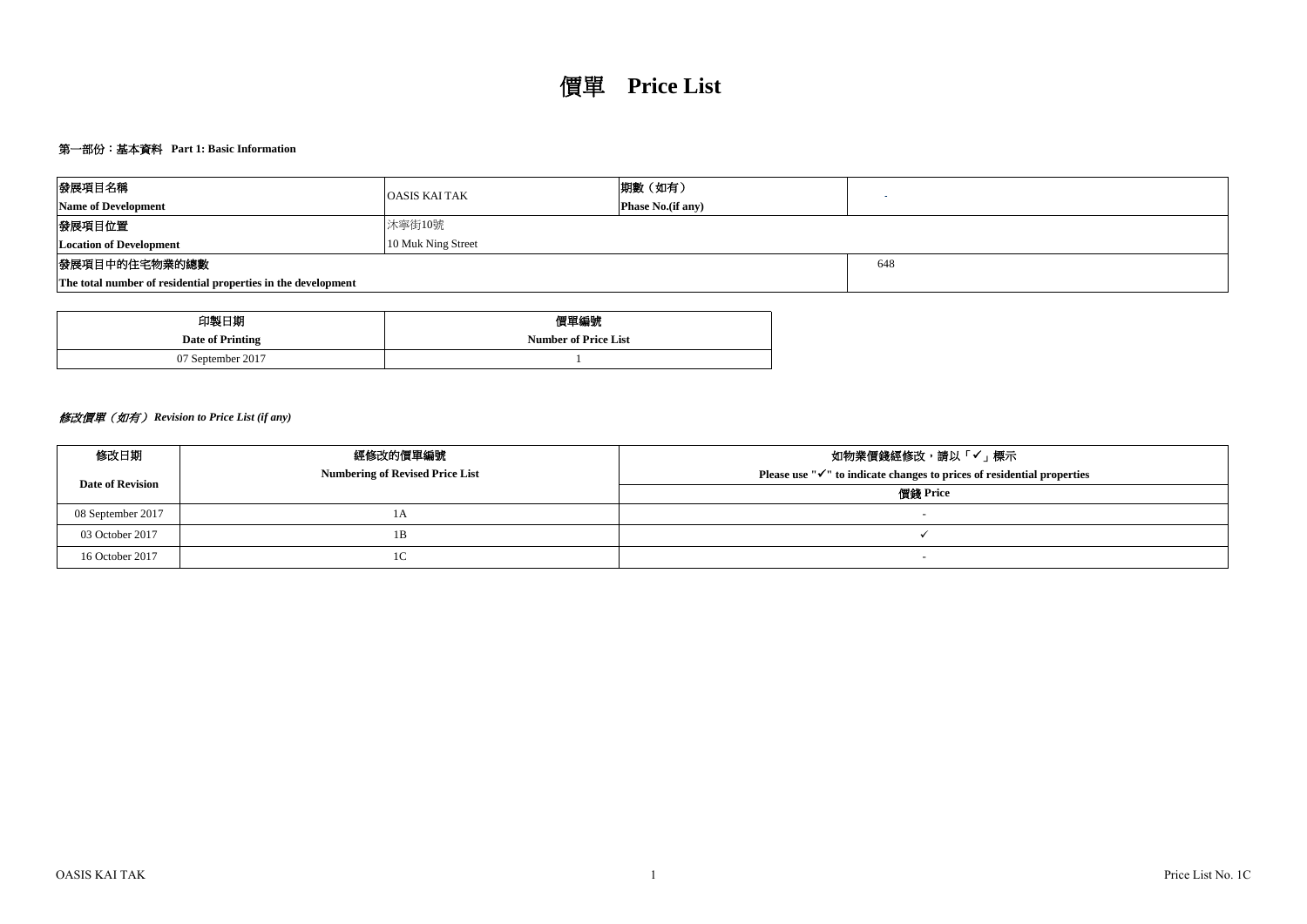# 價單 Price List

## 第一部份：基本資料 Part 1: Basic Information

| 發展項目名稱<br>**Name of Development** | OASIS KAI TAK | 期數（如有）<br>**Phase No.(if any)** | - |
|---|---|---|---|
| 發展項目位置<br>**Location of Development** | 沐寧街10號<br>10 Muk Ning Street | | |
| 發展項目中的住宅物業的總數<br>**The total number of residential properties in the development** | | | 648 |

| 印製日期<br>**Date of Printing** | 價單編號<br>**Number of Price List** |
|---|---|
| 07 September 2017 | 1 |

### *修改價單（如有） Revision to Price List (if any)*

| 修改日期<br>**Date of Revision** | 經修改的價單編號<br>**Numbering of Revised Price List** | 如物業價錢經修改，請以「✓」標示<br>**Please use "✓" to indicate changes to prices of residential properties**<br>價錢 **Price** |
|---|---|---|
| 08 September 2017 | 1A | - |
| 03 October 2017 | 1B | ✓ |
| 16 October 2017 | 1C | - |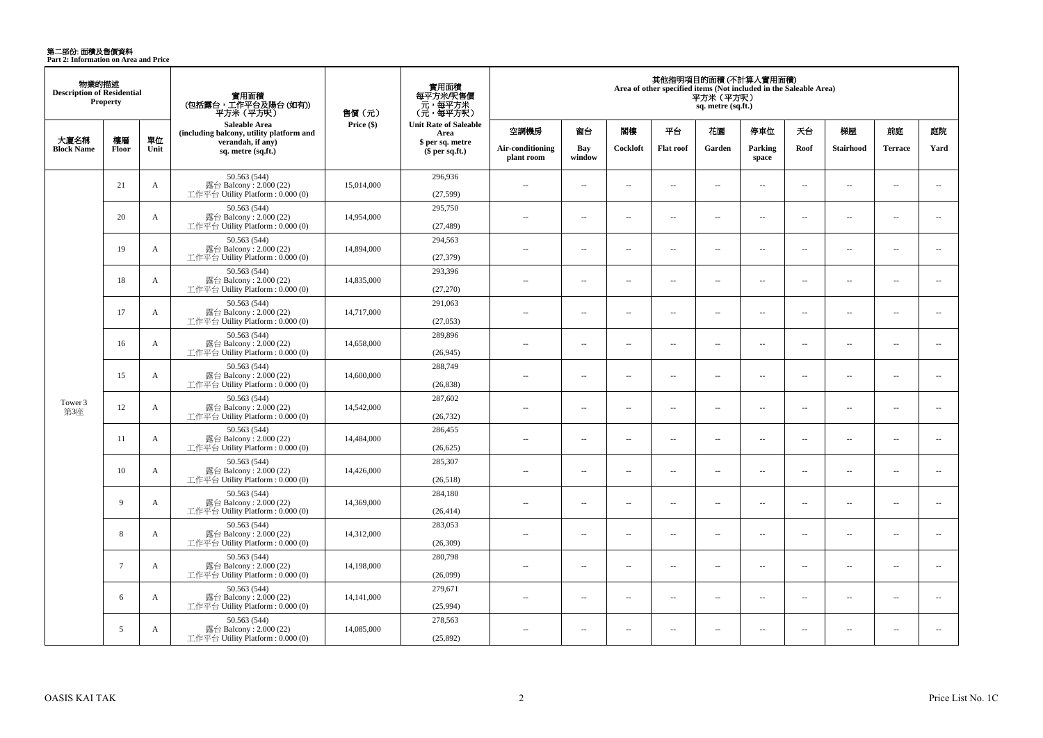# 第二部份: 面積及售價資料
**Part 2: Information on Area and Price**

| 物業的描述 Description of Residential Property | | | 實用面積 (包括露台，工作平台及陽台 (如有)) 平方米 (平方呎) Saleable Area (including balcony, utility platform and verandah, if any) sq. metre (sq.ft.) | 售價（元） Price ($) | 實用面積 每平方米/呎售價 元，每平方米 (元，每平方呎) Unit Rate of Saleable Area $ per sq. metre ($ per sq.ft.) | 其他指明項目的面積 (不計算入實用面積) Area of other specified items (Not included in the Saleable Area) 平方米 (平方呎) sq. metre (sq.ft.) | | | | | | | | | |
|---|---|---|---|---|---|---|---|---|---|---|---|---|---|---|---|
| 大廈名稱 Block Name | 樓層 Floor | 單位 Unit | | | | 空調機房 Air-conditioning plant room | 窗台 Bay window | 閣樓 Cockloft | 平台 Flat roof | 花園 Garden | 停車位 Parking space | 天台 Roof | 梯屋 Stairhood | 前庭 Terrace | 庭院 Yard |
| Tower 3 第3座 | 21 | A | 50.563 (544) 露台 Balcony : 2.000 (22) 工作平台 Utility Platform : 0.000 (0) | 15,014,000 | 296,936 (27,599) | -- | -- | -- | -- | -- | -- | -- | -- | -- | -- |
| | 20 | A | 50.563 (544) 露台 Balcony : 2.000 (22) 工作平台 Utility Platform : 0.000 (0) | 14,954,000 | 295,750 (27,489) | -- | -- | -- | -- | -- | -- | -- | -- | -- | -- |
| | 19 | A | 50.563 (544) 露台 Balcony : 2.000 (22) 工作平台 Utility Platform : 0.000 (0) | 14,894,000 | 294,563 (27,379) | -- | -- | -- | -- | -- | -- | -- | -- | -- | -- |
| | 18 | A | 50.563 (544) 露台 Balcony : 2.000 (22) 工作平台 Utility Platform : 0.000 (0) | 14,835,000 | 293,396 (27,270) | -- | -- | -- | -- | -- | -- | -- | -- | -- | -- |
| | 17 | A | 50.563 (544) 露台 Balcony : 2.000 (22) 工作平台 Utility Platform : 0.000 (0) | 14,717,000 | 291,063 (27,053) | -- | -- | -- | -- | -- | -- | -- | -- | -- | -- |
| | 16 | A | 50.563 (544) 露台 Balcony : 2.000 (22) 工作平台 Utility Platform : 0.000 (0) | 14,658,000 | 289,896 (26,945) | -- | -- | -- | -- | -- | -- | -- | -- | -- | -- |
| | 15 | A | 50.563 (544) 露台 Balcony : 2.000 (22) 工作平台 Utility Platform : 0.000 (0) | 14,600,000 | 288,749 (26,838) | -- | -- | -- | -- | -- | -- | -- | -- | -- | -- |
| | 12 | A | 50.563 (544) 露台 Balcony : 2.000 (22) 工作平台 Utility Platform : 0.000 (0) | 14,542,000 | 287,602 (26,732) | -- | -- | -- | -- | -- | -- | -- | -- | -- | -- |
| | 11 | A | 50.563 (544) 露台 Balcony : 2.000 (22) 工作平台 Utility Platform : 0.000 (0) | 14,484,000 | 286,455 (26,625) | -- | -- | -- | -- | -- | -- | -- | -- | -- | -- |
| | 10 | A | 50.563 (544) 露台 Balcony : 2.000 (22) 工作平台 Utility Platform : 0.000 (0) | 14,426,000 | 285,307 (26,518) | -- | -- | -- | -- | -- | -- | -- | -- | -- | -- |
| | 9 | A | 50.563 (544) 露台 Balcony : 2.000 (22) 工作平台 Utility Platform : 0.000 (0) | 14,369,000 | 284,180 (26,414) | -- | -- | -- | -- | -- | -- | -- | -- | -- | -- |
| | 8 | A | 50.563 (544) 露台 Balcony : 2.000 (22) 工作平台 Utility Platform : 0.000 (0) | 14,312,000 | 283,053 (26,309) | -- | -- | -- | -- | -- | -- | -- | -- | -- | -- |
| | 7 | A | 50.563 (544) 露台 Balcony : 2.000 (22) 工作平台 Utility Platform : 0.000 (0) | 14,198,000 | 280,798 (26,099) | -- | -- | -- | -- | -- | -- | -- | -- | -- | -- |
| | 6 | A | 50.563 (544) 露台 Balcony : 2.000 (22) 工作平台 Utility Platform : 0.000 (0) | 14,141,000 | 279,671 (25,994) | -- | -- | -- | -- | -- | -- | -- | -- | -- | -- |
| | 5 | A | 50.563 (544) 露台 Balcony : 2.000 (22) 工作平台 Utility Platform : 0.000 (0) | 14,085,000 | 278,563 (25,892) | -- | -- | -- | -- | -- | -- | -- | -- | -- | -- |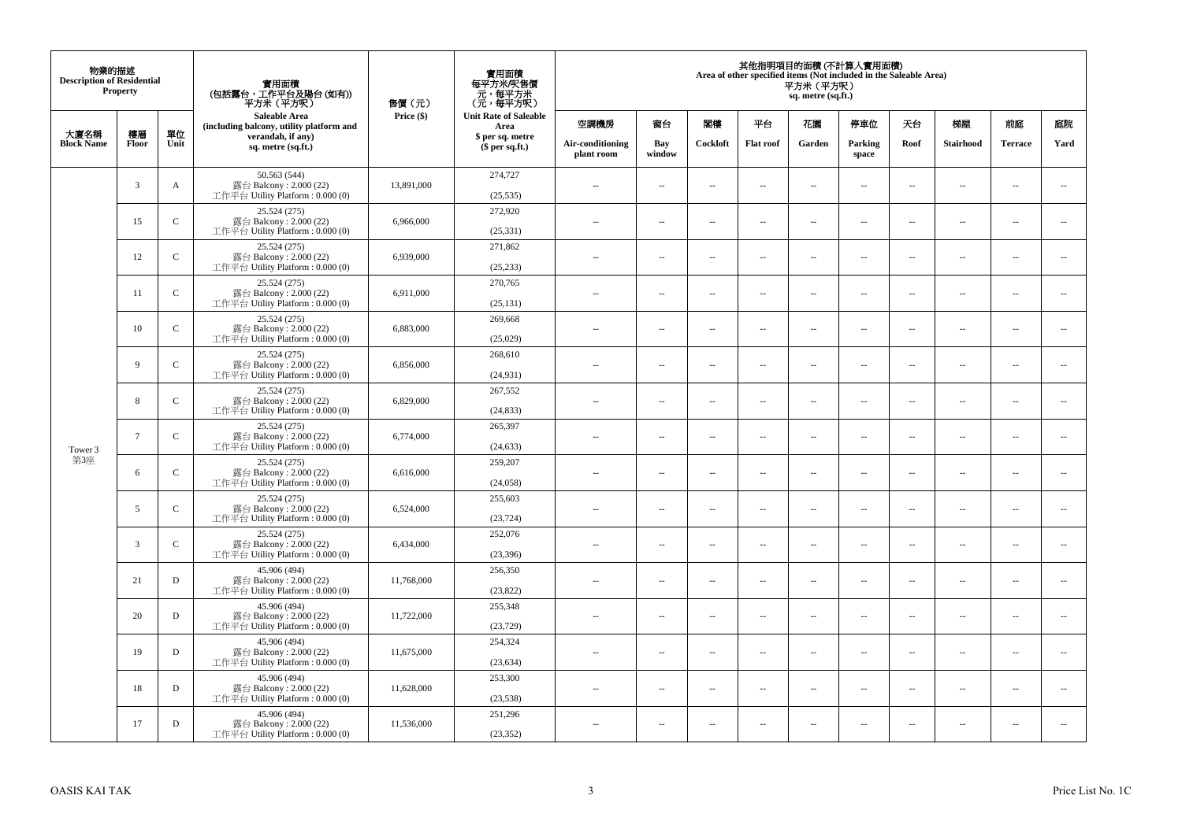| 物業的描述 Description of Residential Property | | | 實用面積 (包括露台，工作平台及陽台 (如有)) 平方米（平方呎） Saleable Area (including balcony, utility platform and verandah, if any) sq. metre (sq.ft.) | 售價（元） Price ($) | 實用面積 每平方米/呎售價 元，每平方米 (元，每平方呎) Unit Rate of Saleable Area $ per sq. metre ($ per sq.ft.) | 其他指明項目的面積 (不計算入實用面積) Area of other specified items (Not included in the Saleable Area) 平方米（平方呎） sq. metre (sq.ft.) | | | | | | | | | |
|---|---|---|---|---|---|---|---|---|---|---|---|---|---|---|---|
| 大廈名稱 Block Name | 樓層 Floor | 單位 Unit | | | | 空調機房 Air-conditioning plant room | 窗台 Bay window | 閣樓 Cockloft | 平台 Flat roof | 花園 Garden | 停車位 Parking space | 天台 Roof | 梯屋 Stairhood | 前庭 Terrace | 庭院 Yard |
| Tower 3 第3座 | 3 | A | 50.563 (544) 露台 Balcony : 2.000 (22) 工作平台 Utility Platform : 0.000 (0) | 13,891,000 | 274,727 (25,535) | -- | -- | -- | -- | -- | -- | -- | -- | -- | -- |
| | 15 | C | 25.524 (275) 露台 Balcony : 2.000 (22) 工作平台 Utility Platform : 0.000 (0) | 6,966,000 | 272,920 (25,331) | -- | -- | -- | -- | -- | -- | -- | -- | -- | -- |
| | 12 | C | 25.524 (275) 露台 Balcony : 2.000 (22) 工作平台 Utility Platform : 0.000 (0) | 6,939,000 | 271,862 (25,233) | -- | -- | -- | -- | -- | -- | -- | -- | -- | -- |
| | 11 | C | 25.524 (275) 露台 Balcony : 2.000 (22) 工作平台 Utility Platform : 0.000 (0) | 6,911,000 | 270,765 (25,131) | -- | -- | -- | -- | -- | -- | -- | -- | -- | -- |
| | 10 | C | 25.524 (275) 露台 Balcony : 2.000 (22) 工作平台 Utility Platform : 0.000 (0) | 6,883,000 | 269,668 (25,029) | -- | -- | -- | -- | -- | -- | -- | -- | -- | -- |
| | 9 | C | 25.524 (275) 露台 Balcony : 2.000 (22) 工作平台 Utility Platform : 0.000 (0) | 6,856,000 | 268,610 (24,931) | -- | -- | -- | -- | -- | -- | -- | -- | -- | -- |
| | 8 | C | 25.524 (275) 露台 Balcony : 2.000 (22) 工作平台 Utility Platform : 0.000 (0) | 6,829,000 | 267,552 (24,833) | -- | -- | -- | -- | -- | -- | -- | -- | -- | -- |
| | 7 | C | 25.524 (275) 露台 Balcony : 2.000 (22) 工作平台 Utility Platform : 0.000 (0) | 6,774,000 | 265,397 (24,633) | -- | -- | -- | -- | -- | -- | -- | -- | -- | -- |
| | 6 | C | 25.524 (275) 露台 Balcony : 2.000 (22) 工作平台 Utility Platform : 0.000 (0) | 6,616,000 | 259,207 (24,058) | -- | -- | -- | -- | -- | -- | -- | -- | -- | -- |
| | 5 | C | 25.524 (275) 露台 Balcony : 2.000 (22) 工作平台 Utility Platform : 0.000 (0) | 6,524,000 | 255,603 (23,724) | -- | -- | -- | -- | -- | -- | -- | -- | -- | -- |
| | 3 | C | 25.524 (275) 露台 Balcony : 2.000 (22) 工作平台 Utility Platform : 0.000 (0) | 6,434,000 | 252,076 (23,396) | -- | -- | -- | -- | -- | -- | -- | -- | -- | -- |
| | 21 | D | 45.906 (494) 露台 Balcony : 2.000 (22) 工作平台 Utility Platform : 0.000 (0) | 11,768,000 | 256,350 (23,822) | -- | -- | -- | -- | -- | -- | -- | -- | -- | -- |
| | 20 | D | 45.906 (494) 露台 Balcony : 2.000 (22) 工作平台 Utility Platform : 0.000 (0) | 11,722,000 | 255,348 (23,729) | -- | -- | -- | -- | -- | -- | -- | -- | -- | -- |
| | 19 | D | 45.906 (494) 露台 Balcony : 2.000 (22) 工作平台 Utility Platform : 0.000 (0) | 11,675,000 | 254,324 (23,634) | -- | -- | -- | -- | -- | -- | -- | -- | -- | -- |
| | 18 | D | 45.906 (494) 露台 Balcony : 2.000 (22) 工作平台 Utility Platform : 0.000 (0) | 11,628,000 | 253,300 (23,538) | -- | -- | -- | -- | -- | -- | -- | -- | -- | -- |
| | 17 | D | 45.906 (494) 露台 Balcony : 2.000 (22) 工作平台 Utility Platform : 0.000 (0) | 11,536,000 | 251,296 (23,352) | -- | -- | -- | -- | -- | -- | -- | -- | -- | -- |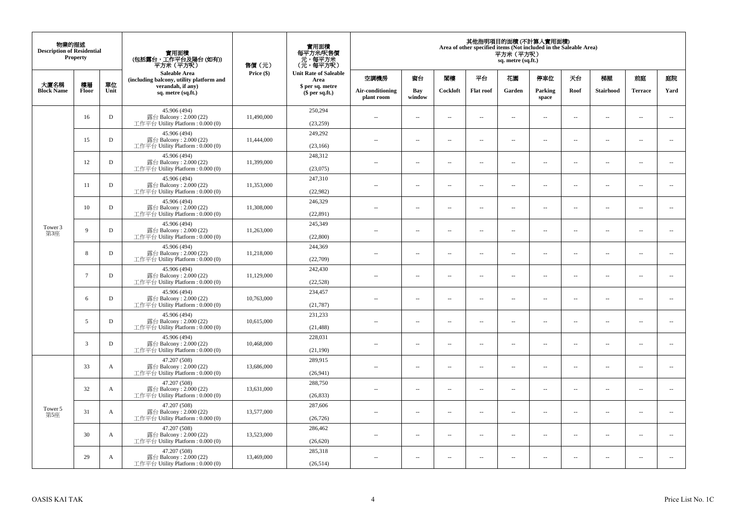| 物業的描述 Description of Residential Property | | | 實用面積 (包括露台，工作平台及陽台 (如有)) 平方米（平方呎） Saleable Area (including balcony, utility platform and verandah, if any) sq. metre (sq.ft.) | 售價（元） Price ($) | 實用面積 每平方米/呎售價 元，每平方米 (元，每平方呎) Unit Rate of Saleable Area $ per sq. metre ($ per sq.ft.) | 其他指明項目的面積 (不計算入實用面積) Area of other specified items (Not included in the Saleable Area) 平方米（平方呎） sq. metre (sq.ft.) | | | | | | | | | |
|---|---|---|---|---|---|---|---|---|---|---|---|---|---|---|---|
| 大廈名稱 Block Name | 樓層 Floor | 單位 Unit | | | | 空調機房 Air-conditioning plant room | 窗台 Bay window | 閣樓 Cockloft | 平台 Flat roof | 花園 Garden | 停車位 Parking space | 天台 Roof | 梯屋 Stairhood | 前庭 Terrace | 庭院 Yard |
| Tower 3 第3座 | 16 | D | 45.906 (494) 露台 Balcony : 2.000 (22) 工作平台 Utility Platform : 0.000 (0) | 11,490,000 | 250,294 (23,259) | -- | -- | -- | -- | -- | -- | -- | -- | -- | -- |
| | 15 | D | 45.906 (494) 露台 Balcony : 2.000 (22) 工作平台 Utility Platform : 0.000 (0) | 11,444,000 | 249,292 (23,166) | -- | -- | -- | -- | -- | -- | -- | -- | -- | -- |
| | 12 | D | 45.906 (494) 露台 Balcony : 2.000 (22) 工作平台 Utility Platform : 0.000 (0) | 11,399,000 | 248,312 (23,075) | -- | -- | -- | -- | -- | -- | -- | -- | -- | -- |
| | 11 | D | 45.906 (494) 露台 Balcony : 2.000 (22) 工作平台 Utility Platform : 0.000 (0) | 11,353,000 | 247,310 (22,982) | -- | -- | -- | -- | -- | -- | -- | -- | -- | -- |
| | 10 | D | 45.906 (494) 露台 Balcony : 2.000 (22) 工作平台 Utility Platform : 0.000 (0) | 11,308,000 | 246,329 (22,891) | -- | -- | -- | -- | -- | -- | -- | -- | -- | -- |
| | 9 | D | 45.906 (494) 露台 Balcony : 2.000 (22) 工作平台 Utility Platform : 0.000 (0) | 11,263,000 | 245,349 (22,800) | -- | -- | -- | -- | -- | -- | -- | -- | -- | -- |
| | 8 | D | 45.906 (494) 露台 Balcony : 2.000 (22) 工作平台 Utility Platform : 0.000 (0) | 11,218,000 | 244,369 (22,709) | -- | -- | -- | -- | -- | -- | -- | -- | -- | -- |
| | 7 | D | 45.906 (494) 露台 Balcony : 2.000 (22) 工作平台 Utility Platform : 0.000 (0) | 11,129,000 | 242,430 (22,528) | -- | -- | -- | -- | -- | -- | -- | -- | -- | -- |
| | 6 | D | 45.906 (494) 露台 Balcony : 2.000 (22) 工作平台 Utility Platform : 0.000 (0) | 10,763,000 | 234,457 (21,787) | -- | -- | -- | -- | -- | -- | -- | -- | -- | -- |
| | 5 | D | 45.906 (494) 露台 Balcony : 2.000 (22) 工作平台 Utility Platform : 0.000 (0) | 10,615,000 | 231,233 (21,488) | -- | -- | -- | -- | -- | -- | -- | -- | -- | -- |
| | 3 | D | 45.906 (494) 露台 Balcony : 2.000 (22) 工作平台 Utility Platform : 0.000 (0) | 10,468,000 | 228,031 (21,190) | -- | -- | -- | -- | -- | -- | -- | -- | -- | -- |
| Tower 5 第5座 | 33 | A | 47.207 (508) 露台 Balcony : 2.000 (22) 工作平台 Utility Platform : 0.000 (0) | 13,686,000 | 289,915 (26,941) | -- | -- | -- | -- | -- | -- | -- | -- | -- | -- |
| | 32 | A | 47.207 (508) 露台 Balcony : 2.000 (22) 工作平台 Utility Platform : 0.000 (0) | 13,631,000 | 288,750 (26,833) | -- | -- | -- | -- | -- | -- | -- | -- | -- | -- |
| | 31 | A | 47.207 (508) 露台 Balcony : 2.000 (22) 工作平台 Utility Platform : 0.000 (0) | 13,577,000 | 287,606 (26,726) | -- | -- | -- | -- | -- | -- | -- | -- | -- | -- |
| | 30 | A | 47.207 (508) 露台 Balcony : 2.000 (22) 工作平台 Utility Platform : 0.000 (0) | 13,523,000 | 286,462 (26,620) | -- | -- | -- | -- | -- | -- | -- | -- | -- | -- |
| | 29 | A | 47.207 (508) 露台 Balcony : 2.000 (22) 工作平台 Utility Platform : 0.000 (0) | 13,469,000 | 285,318 (26,514) | -- | -- | -- | -- | -- | -- | -- | -- | -- | -- |

OASIS KAI TAK

Price List No. 1C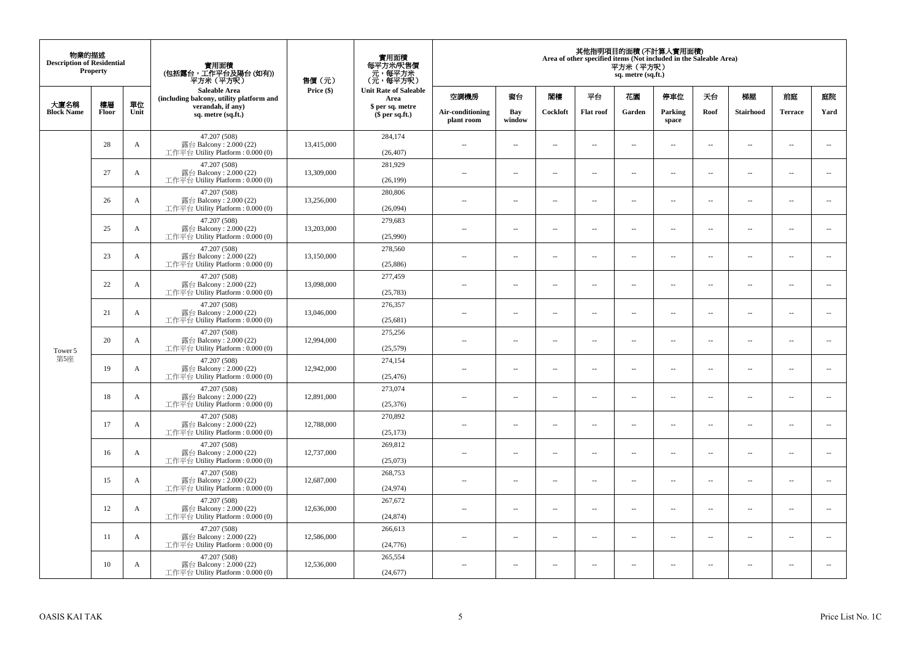| 物業的描述 Description of Residential Property | | | 實用面積 (包括露台，工作平台及陽台 (如有)) 平方米（平方呎） Saleable Area (including balcony, utility platform and verandah, if any) sq. metre (sq.ft.) | 售價（元） Price ($) | 實用面積 每平方米/呎售價 元，每平方米 (元，每平方呎) Unit Rate of Saleable Area $ per sq. metre ($ per sq.ft.) | 其他指明項目的面積 (不計算入實用面積) Area of other specified items (Not included in the Saleable Area) 平方米（平方呎） sq. metre (sq.ft.) | | | | | | | | | |
|---|---|---|---|---|---|---|---|---|---|---|---|---|---|---|---|
| 大廈名稱 Block Name | 樓層 Floor | 單位 Unit | | | | 空調機房 Air-conditioning plant room | 窗台 Bay window | 閣樓 Cockloft | 平台 Flat roof | 花園 Garden | 停車位 Parking space | 天台 Roof | 梯屋 Stairhood | 前庭 Terrace | 庭院 Yard |
| Tower 5 第5座 | 28 | A | 47.207 (508) 露台 Balcony : 2.000 (22) 工作平台 Utility Platform : 0.000 (0) | 13,415,000 | 284,174 (26,407) | -- | -- | -- | -- | -- | -- | -- | -- | -- | -- |
| | 27 | A | 47.207 (508) 露台 Balcony : 2.000 (22) 工作平台 Utility Platform : 0.000 (0) | 13,309,000 | 281,929 (26,199) | -- | -- | -- | -- | -- | -- | -- | -- | -- | -- |
| | 26 | A | 47.207 (508) 露台 Balcony : 2.000 (22) 工作平台 Utility Platform : 0.000 (0) | 13,256,000 | 280,806 (26,094) | -- | -- | -- | -- | -- | -- | -- | -- | -- | -- |
| | 25 | A | 47.207 (508) 露台 Balcony : 2.000 (22) 工作平台 Utility Platform : 0.000 (0) | 13,203,000 | 279,683 (25,990) | -- | -- | -- | -- | -- | -- | -- | -- | -- | -- |
| | 23 | A | 47.207 (508) 露台 Balcony : 2.000 (22) 工作平台 Utility Platform : 0.000 (0) | 13,150,000 | 278,560 (25,886) | -- | -- | -- | -- | -- | -- | -- | -- | -- | -- |
| | 22 | A | 47.207 (508) 露台 Balcony : 2.000 (22) 工作平台 Utility Platform : 0.000 (0) | 13,098,000 | 277,459 (25,783) | -- | -- | -- | -- | -- | -- | -- | -- | -- | -- |
| | 21 | A | 47.207 (508) 露台 Balcony : 2.000 (22) 工作平台 Utility Platform : 0.000 (0) | 13,046,000 | 276,357 (25,681) | -- | -- | -- | -- | -- | -- | -- | -- | -- | -- |
| | 20 | A | 47.207 (508) 露台 Balcony : 2.000 (22) 工作平台 Utility Platform : 0.000 (0) | 12,994,000 | 275,256 (25,579) | -- | -- | -- | -- | -- | -- | -- | -- | -- | -- |
| | 19 | A | 47.207 (508) 露台 Balcony : 2.000 (22) 工作平台 Utility Platform : 0.000 (0) | 12,942,000 | 274,154 (25,476) | -- | -- | -- | -- | -- | -- | -- | -- | -- | -- |
| | 18 | A | 47.207 (508) 露台 Balcony : 2.000 (22) 工作平台 Utility Platform : 0.000 (0) | 12,891,000 | 273,074 (25,376) | -- | -- | -- | -- | -- | -- | -- | -- | -- | -- |
| | 17 | A | 47.207 (508) 露台 Balcony : 2.000 (22) 工作平台 Utility Platform : 0.000 (0) | 12,788,000 | 270,892 (25,173) | -- | -- | -- | -- | -- | -- | -- | -- | -- | -- |
| | 16 | A | 47.207 (508) 露台 Balcony : 2.000 (22) 工作平台 Utility Platform : 0.000 (0) | 12,737,000 | 269,812 (25,073) | -- | -- | -- | -- | -- | -- | -- | -- | -- | -- |
| | 15 | A | 47.207 (508) 露台 Balcony : 2.000 (22) 工作平台 Utility Platform : 0.000 (0) | 12,687,000 | 268,753 (24,974) | -- | -- | -- | -- | -- | -- | -- | -- | -- | -- |
| | 12 | A | 47.207 (508) 露台 Balcony : 2.000 (22) 工作平台 Utility Platform : 0.000 (0) | 12,636,000 | 267,672 (24,874) | -- | -- | -- | -- | -- | -- | -- | -- | -- | -- |
| | 11 | A | 47.207 (508) 露台 Balcony : 2.000 (22) 工作平台 Utility Platform : 0.000 (0) | 12,586,000 | 266,613 (24,776) | -- | -- | -- | -- | -- | -- | -- | -- | -- | -- |
| | 10 | A | 47.207 (508) 露台 Balcony : 2.000 (22) 工作平台 Utility Platform : 0.000 (0) | 12,536,000 | 265,554 (24,677) | -- | -- | -- | -- | -- | -- | -- | -- | -- | -- |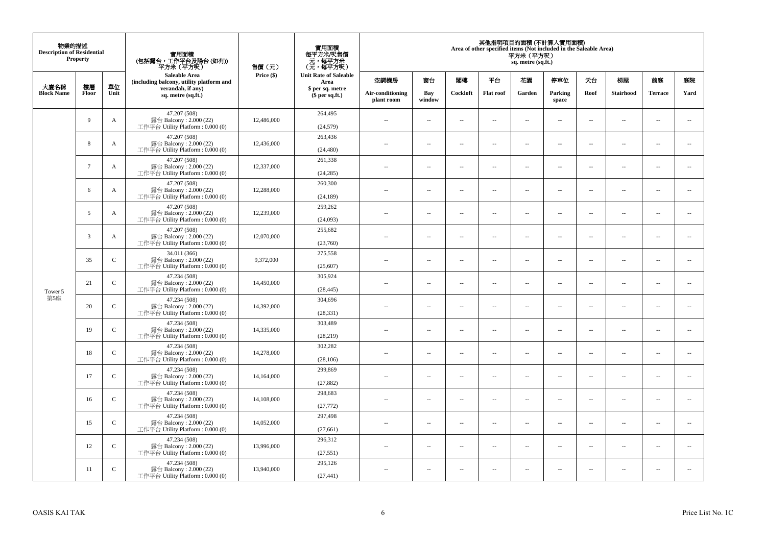| 物業的描述 Description of Residential Property | | | 實用面積 (包括露台，工作平台及陽台 (如有)) 平方米（平方呎） Saleable Area (including balcony, utility platform and verandah, if any) sq. metre (sq.ft.) | 售價（元） Price ($) | 實用面積 每平方米/呎售價 元，每平方米 (元，每平方呎) Unit Rate of Saleable Area $ per sq. metre ($ per sq.ft.) | 其他指明項目的面積 (不計算入實用面積) Area of other specified items (Not included in the Saleable Area) 平方米（平方呎） sq. metre (sq.ft.) | | | | | | | | | |
|---|---|---|---|---|---|---|---|---|---|---|---|---|---|---|---|
| 大廈名稱 Block Name | 樓層 Floor | 單位 Unit | | | | 空調機房 Air-conditioning plant room | 窗台 Bay window | 閣樓 Cockloft | 平台 Flat roof | 花園 Garden | 停車位 Parking space | 天台 Roof | 梯屋 Stairhood | 前庭 Terrace | 庭院 Yard |
| Tower 5 第5座 | 9 | A | 47.207 (508) 露台 Balcony : 2.000 (22) 工作平台 Utility Platform : 0.000 (0) | 12,486,000 | 264,495 (24,579) | -- | -- | -- | -- | -- | -- | -- | -- | -- | -- |
| | 8 | A | 47.207 (508) 露台 Balcony : 2.000 (22) 工作平台 Utility Platform : 0.000 (0) | 12,436,000 | 263,436 (24,480) | -- | -- | -- | -- | -- | -- | -- | -- | -- | -- |
| | 7 | A | 47.207 (508) 露台 Balcony : 2.000 (22) 工作平台 Utility Platform : 0.000 (0) | 12,337,000 | 261,338 (24,285) | -- | -- | -- | -- | -- | -- | -- | -- | -- | -- |
| | 6 | A | 47.207 (508) 露台 Balcony : 2.000 (22) 工作平台 Utility Platform : 0.000 (0) | 12,288,000 | 260,300 (24,189) | -- | -- | -- | -- | -- | -- | -- | -- | -- | -- |
| | 5 | A | 47.207 (508) 露台 Balcony : 2.000 (22) 工作平台 Utility Platform : 0.000 (0) | 12,239,000 | 259,262 (24,093) | -- | -- | -- | -- | -- | -- | -- | -- | -- | -- |
| | 3 | A | 47.207 (508) 露台 Balcony : 2.000 (22) 工作平台 Utility Platform : 0.000 (0) | 12,070,000 | 255,682 (23,760) | -- | -- | -- | -- | -- | -- | -- | -- | -- | -- |
| | 35 | C | 34.011 (366) 露台 Balcony : 2.000 (22) 工作平台 Utility Platform : 0.000 (0) | 9,372,000 | 275,558 (25,607) | -- | -- | -- | -- | -- | -- | -- | -- | -- | -- |
| | 21 | C | 47.234 (508) 露台 Balcony : 2.000 (22) 工作平台 Utility Platform : 0.000 (0) | 14,450,000 | 305,924 (28,445) | -- | -- | -- | -- | -- | -- | -- | -- | -- | -- |
| | 20 | C | 47.234 (508) 露台 Balcony : 2.000 (22) 工作平台 Utility Platform : 0.000 (0) | 14,392,000 | 304,696 (28,331) | -- | -- | -- | -- | -- | -- | -- | -- | -- | -- |
| | 19 | C | 47.234 (508) 露台 Balcony : 2.000 (22) 工作平台 Utility Platform : 0.000 (0) | 14,335,000 | 303,489 (28,219) | -- | -- | -- | -- | -- | -- | -- | -- | -- | -- |
| | 18 | C | 47.234 (508) 露台 Balcony : 2.000 (22) 工作平台 Utility Platform : 0.000 (0) | 14,278,000 | 302,282 (28,106) | -- | -- | -- | -- | -- | -- | -- | -- | -- | -- |
| | 17 | C | 47.234 (508) 露台 Balcony : 2.000 (22) 工作平台 Utility Platform : 0.000 (0) | 14,164,000 | 299,869 (27,882) | -- | -- | -- | -- | -- | -- | -- | -- | -- | -- |
| | 16 | C | 47.234 (508) 露台 Balcony : 2.000 (22) 工作平台 Utility Platform : 0.000 (0) | 14,108,000 | 298,683 (27,772) | -- | -- | -- | -- | -- | -- | -- | -- | -- | -- |
| | 15 | C | 47.234 (508) 露台 Balcony : 2.000 (22) 工作平台 Utility Platform : 0.000 (0) | 14,052,000 | 297,498 (27,661) | -- | -- | -- | -- | -- | -- | -- | -- | -- | -- |
| | 12 | C | 47.234 (508) 露台 Balcony : 2.000 (22) 工作平台 Utility Platform : 0.000 (0) | 13,996,000 | 296,312 (27,551) | -- | -- | -- | -- | -- | -- | -- | -- | -- | -- |
| | 11 | C | 47.234 (508) 露台 Balcony : 2.000 (22) 工作平台 Utility Platform : 0.000 (0) | 13,940,000 | 295,126 (27,441) | -- | -- | -- | -- | -- | -- | -- | -- | -- | -- |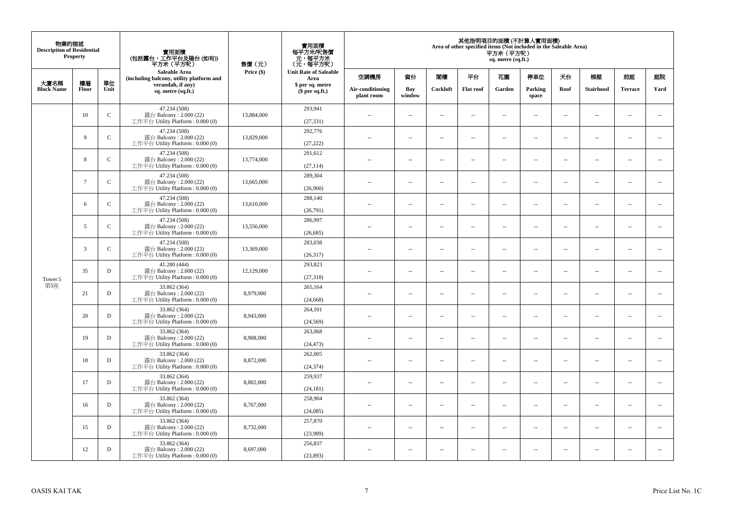| 物業的描述 Description of Residential Property | | | 實用面積 (包括露台，工作平台及陽台 (如有)) 平方米（平方呎） Saleable Area (including balcony, utility platform and verandah, if any) sq. metre (sq.ft.) | 售價（元） Price ($) | 實用面積 每平方米/呎售價 元，每平方米 (元，每平方呎) Unit Rate of Saleable Area $ per sq. metre ($ per sq.ft.) | 其他指明項目的面積 (不計算入實用面積) Area of other specified items (Not included in the Saleable Area) 平方米（平方呎） sq. metre (sq.ft.) | | | | | | | | | |
|---|---|---|---|---|---|---|---|---|---|---|---|---|---|---|---|
| 大廈名稱 Block Name | 樓層 Floor | 單位 Unit | | | | 空調機房 Air-conditioning plant room | 窗台 Bay window | 閣樓 Cockloft | 平台 Flat roof | 花園 Garden | 停車位 Parking space | 天台 Roof | 梯屋 Stairhood | 前庭 Terrace | 庭院 Yard |
| Tower 5 第5座 | 10 | C | 47.234 (508) 露台 Balcony : 2.000 (22) 工作平台 Utility Platform : 0.000 (0) | 13,884,000 | 293,941 (27,331) | -- | -- | -- | -- | -- | -- | -- | -- | -- | -- |
| | 9 | C | 47.234 (508) 露台 Balcony : 2.000 (22) 工作平台 Utility Platform : 0.000 (0) | 13,829,000 | 292,776 (27,222) | -- | -- | -- | -- | -- | -- | -- | -- | -- | -- |
| | 8 | C | 47.234 (508) 露台 Balcony : 2.000 (22) 工作平台 Utility Platform : 0.000 (0) | 13,774,000 | 291,612 (27,114) | -- | -- | -- | -- | -- | -- | -- | -- | -- | -- |
| | 7 | C | 47.234 (508) 露台 Balcony : 2.000 (22) 工作平台 Utility Platform : 0.000 (0) | 13,665,000 | 289,304 (26,900) | -- | -- | -- | -- | -- | -- | -- | -- | -- | -- |
| | 6 | C | 47.234 (508) 露台 Balcony : 2.000 (22) 工作平台 Utility Platform : 0.000 (0) | 13,610,000 | 288,140 (26,791) | -- | -- | -- | -- | -- | -- | -- | -- | -- | -- |
| | 5 | C | 47.234 (508) 露台 Balcony : 2.000 (22) 工作平台 Utility Platform : 0.000 (0) | 13,556,000 | 286,997 (26,685) | -- | -- | -- | -- | -- | -- | -- | -- | -- | -- |
| | 3 | C | 47.234 (508) 露台 Balcony : 2.000 (22) 工作平台 Utility Platform : 0.000 (0) | 13,369,000 | 283,038 (26,317) | -- | -- | -- | -- | -- | -- | -- | -- | -- | -- |
| | 35 | D | 41.280 (444) 露台 Balcony : 2.000 (22) 工作平台 Utility Platform : 0.000 (0) | 12,129,000 | 293,823 (27,318) | -- | -- | -- | -- | -- | -- | -- | -- | -- | -- |
| | 21 | D | 33.862 (364) 露台 Balcony : 2.000 (22) 工作平台 Utility Platform : 0.000 (0) | 8,979,000 | 265,164 (24,668) | -- | -- | -- | -- | -- | -- | -- | -- | -- | -- |
| | 20 | D | 33.862 (364) 露台 Balcony : 2.000 (22) 工作平台 Utility Platform : 0.000 (0) | 8,943,000 | 264,101 (24,569) | -- | -- | -- | -- | -- | -- | -- | -- | -- | -- |
| | 19 | D | 33.862 (364) 露台 Balcony : 2.000 (22) 工作平台 Utility Platform : 0.000 (0) | 8,908,000 | 263,068 (24,473) | -- | -- | -- | -- | -- | -- | -- | -- | -- | -- |
| | 18 | D | 33.862 (364) 露台 Balcony : 2.000 (22) 工作平台 Utility Platform : 0.000 (0) | 8,872,000 | 262,005 (24,374) | -- | -- | -- | -- | -- | -- | -- | -- | -- | -- |
| | 17 | D | 33.862 (364) 露台 Balcony : 2.000 (22) 工作平台 Utility Platform : 0.000 (0) | 8,802,000 | 259,937 (24,181) | -- | -- | -- | -- | -- | -- | -- | -- | -- | -- |
| | 16 | D | 33.862 (364) 露台 Balcony : 2.000 (22) 工作平台 Utility Platform : 0.000 (0) | 8,767,000 | 258,904 (24,085) | -- | -- | -- | -- | -- | -- | -- | -- | -- | -- |
| | 15 | D | 33.862 (364) 露台 Balcony : 2.000 (22) 工作平台 Utility Platform : 0.000 (0) | 8,732,000 | 257,870 (23,989) | -- | -- | -- | -- | -- | -- | -- | -- | -- | -- |
| | 12 | D | 33.862 (364) 露台 Balcony : 2.000 (22) 工作平台 Utility Platform : 0.000 (0) | 8,697,000 | 256,837 (23,893) | -- | -- | -- | -- | -- | -- | -- | -- | -- | -- |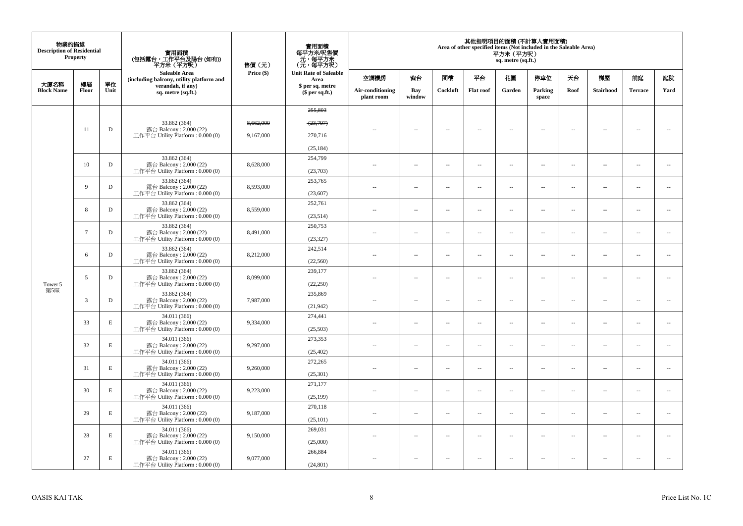| 物業的描述 Description of Residential Property | | | 實用面積 (包括露台，工作平台及陽台 (如有)) 平方米（平方呎） Saleable Area (including balcony, utility platform and verandah, if any) sq. metre (sq.ft.) | 售價（元） Price ($) | 實用面積 每平方米/呎售價 元，每平方米 (元，每平方呎) Unit Rate of Saleable Area $ per sq. metre ($ per sq.ft.) | 其他指明項目的面積 (不計算入實用面積) Area of other specified items (Not included in the Saleable Area) 平方米（平方呎） sq. metre (sq.ft.) | | | | | | | | | |
|---|---|---|---|---|---|---|---|---|---|---|---|---|---|---|---|
| 大廈名稱 Block Name | 樓層 Floor | 單位 Unit | | | | 空調機房 Air-conditioning plant room | 窗台 Bay window | 閣樓 Cockloft | 平台 Flat roof | 花園 Garden | 停車位 Parking space | 天台 Roof | 梯屋 Stairhood | 前庭 Terrace | 庭院 Yard |
| Tower 5 第5座 | 11 | D | 33.862 (364) 露台 Balcony : 2.000 (22) 工作平台 Utility Platform : 0.000 (0) | ~~8,662,000~~ 9,167,000 | ~~255,803~~ ~~(23,797)~~ 270,716 (25,184) | -- | -- | -- | -- | -- | -- | -- | -- | -- | -- |
| | 10 | D | 33.862 (364) 露台 Balcony : 2.000 (22) 工作平台 Utility Platform : 0.000 (0) | 8,628,000 | 254,799 (23,703) | -- | -- | -- | -- | -- | -- | -- | -- | -- | -- |
| | 9 | D | 33.862 (364) 露台 Balcony : 2.000 (22) 工作平台 Utility Platform : 0.000 (0) | 8,593,000 | 253,765 (23,607) | -- | -- | -- | -- | -- | -- | -- | -- | -- | -- |
| | 8 | D | 33.862 (364) 露台 Balcony : 2.000 (22) 工作平台 Utility Platform : 0.000 (0) | 8,559,000 | 252,761 (23,514) | -- | -- | -- | -- | -- | -- | -- | -- | -- | -- |
| | 7 | D | 33.862 (364) 露台 Balcony : 2.000 (22) 工作平台 Utility Platform : 0.000 (0) | 8,491,000 | 250,753 (23,327) | -- | -- | -- | -- | -- | -- | -- | -- | -- | -- |
| | 6 | D | 33.862 (364) 露台 Balcony : 2.000 (22) 工作平台 Utility Platform : 0.000 (0) | 8,212,000 | 242,514 (22,560) | -- | -- | -- | -- | -- | -- | -- | -- | -- | -- |
| | 5 | D | 33.862 (364) 露台 Balcony : 2.000 (22) 工作平台 Utility Platform : 0.000 (0) | 8,099,000 | 239,177 (22,250) | -- | -- | -- | -- | -- | -- | -- | -- | -- | -- |
| | 3 | D | 33.862 (364) 露台 Balcony : 2.000 (22) 工作平台 Utility Platform : 0.000 (0) | 7,987,000 | 235,869 (21,942) | -- | -- | -- | -- | -- | -- | -- | -- | -- | -- |
| | 33 | E | 34.011 (366) 露台 Balcony : 2.000 (22) 工作平台 Utility Platform : 0.000 (0) | 9,334,000 | 274,441 (25,503) | -- | -- | -- | -- | -- | -- | -- | -- | -- | -- |
| | 32 | E | 34.011 (366) 露台 Balcony : 2.000 (22) 工作平台 Utility Platform : 0.000 (0) | 9,297,000 | 273,353 (25,402) | -- | -- | -- | -- | -- | -- | -- | -- | -- | -- |
| | 31 | E | 34.011 (366) 露台 Balcony : 2.000 (22) 工作平台 Utility Platform : 0.000 (0) | 9,260,000 | 272,265 (25,301) | -- | -- | -- | -- | -- | -- | -- | -- | -- | -- |
| | 30 | E | 34.011 (366) 露台 Balcony : 2.000 (22) 工作平台 Utility Platform : 0.000 (0) | 9,223,000 | 271,177 (25,199) | -- | -- | -- | -- | -- | -- | -- | -- | -- | -- |
| | 29 | E | 34.011 (366) 露台 Balcony : 2.000 (22) 工作平台 Utility Platform : 0.000 (0) | 9,187,000 | 270,118 (25,101) | -- | -- | -- | -- | -- | -- | -- | -- | -- | -- |
| | 28 | E | 34.011 (366) 露台 Balcony : 2.000 (22) 工作平台 Utility Platform : 0.000 (0) | 9,150,000 | 269,031 (25,000) | -- | -- | -- | -- | -- | -- | -- | -- | -- | -- |
| | 27 | E | 34.011 (366) 露台 Balcony : 2.000 (22) 工作平台 Utility Platform : 0.000 (0) | 9,077,000 | 266,884 (24,801) | -- | -- | -- | -- | -- | -- | -- | -- | -- | -- |

OASIS KAI TAK

Price List No. 1C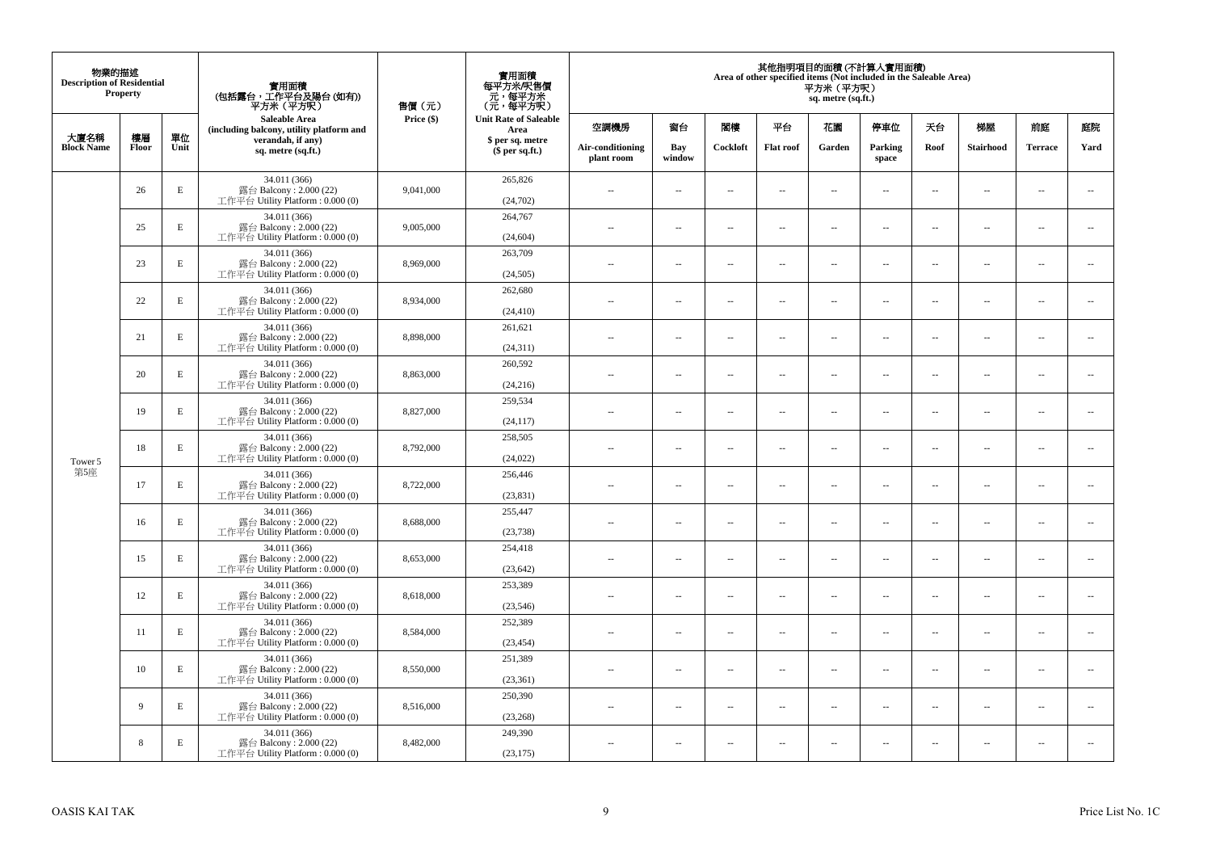| 物業的描述 Description of Residential Property | | | 實用面積 (包括露台，工作平台及陽台 (如有)) 平方米（平方呎） Saleable Area (including balcony, utility platform and verandah, if any) sq. metre (sq.ft.) | 售價（元） Price ($) | 實用面積 每平方米/呎售價 元，每平方米 (元，每平方呎) Unit Rate of Saleable Area $ per sq. metre ($ per sq.ft.) | 其他指明項目的面積 (不計算入實用面積) Area of other specified items (Not included in the Saleable Area) 平方米（平方呎） sq. metre (sq.ft.) | | | | | | | | | |
|---|---|---|---|---|---|---|---|---|---|---|---|---|---|---|---|
| 大廈名稱 Block Name | 樓層 Floor | 單位 Unit | | | | 空調機房 Air-conditioning plant room | 窗台 Bay window | 閣樓 Cockloft | 平台 Flat roof | 花園 Garden | 停車位 Parking space | 天台 Roof | 梯屋 Stairhood | 前庭 Terrace | 庭院 Yard |
| Tower 5 第5座 | 26 | E | 34.011 (366) 露台 Balcony : 2.000 (22) 工作平台 Utility Platform : 0.000 (0) | 9,041,000 | 265,826 (24,702) | -- | -- | -- | -- | -- | -- | -- | -- | -- | -- |
| | 25 | E | 34.011 (366) 露台 Balcony : 2.000 (22) 工作平台 Utility Platform : 0.000 (0) | 9,005,000 | 264,767 (24,604) | -- | -- | -- | -- | -- | -- | -- | -- | -- | -- |
| | 23 | E | 34.011 (366) 露台 Balcony : 2.000 (22) 工作平台 Utility Platform : 0.000 (0) | 8,969,000 | 263,709 (24,505) | -- | -- | -- | -- | -- | -- | -- | -- | -- | -- |
| | 22 | E | 34.011 (366) 露台 Balcony : 2.000 (22) 工作平台 Utility Platform : 0.000 (0) | 8,934,000 | 262,680 (24,410) | -- | -- | -- | -- | -- | -- | -- | -- | -- | -- |
| | 21 | E | 34.011 (366) 露台 Balcony : 2.000 (22) 工作平台 Utility Platform : 0.000 (0) | 8,898,000 | 261,621 (24,311) | -- | -- | -- | -- | -- | -- | -- | -- | -- | -- |
| | 20 | E | 34.011 (366) 露台 Balcony : 2.000 (22) 工作平台 Utility Platform : 0.000 (0) | 8,863,000 | 260,592 (24,216) | -- | -- | -- | -- | -- | -- | -- | -- | -- | -- |
| | 19 | E | 34.011 (366) 露台 Balcony : 2.000 (22) 工作平台 Utility Platform : 0.000 (0) | 8,827,000 | 259,534 (24,117) | -- | -- | -- | -- | -- | -- | -- | -- | -- | -- |
| | 18 | E | 34.011 (366) 露台 Balcony : 2.000 (22) 工作平台 Utility Platform : 0.000 (0) | 8,792,000 | 258,505 (24,022) | -- | -- | -- | -- | -- | -- | -- | -- | -- | -- |
| | 17 | E | 34.011 (366) 露台 Balcony : 2.000 (22) 工作平台 Utility Platform : 0.000 (0) | 8,722,000 | 256,446 (23,831) | -- | -- | -- | -- | -- | -- | -- | -- | -- | -- |
| | 16 | E | 34.011 (366) 露台 Balcony : 2.000 (22) 工作平台 Utility Platform : 0.000 (0) | 8,688,000 | 255,447 (23,738) | -- | -- | -- | -- | -- | -- | -- | -- | -- | -- |
| | 15 | E | 34.011 (366) 露台 Balcony : 2.000 (22) 工作平台 Utility Platform : 0.000 (0) | 8,653,000 | 254,418 (23,642) | -- | -- | -- | -- | -- | -- | -- | -- | -- | -- |
| | 12 | E | 34.011 (366) 露台 Balcony : 2.000 (22) 工作平台 Utility Platform : 0.000 (0) | 8,618,000 | 253,389 (23,546) | -- | -- | -- | -- | -- | -- | -- | -- | -- | -- |
| | 11 | E | 34.011 (366) 露台 Balcony : 2.000 (22) 工作平台 Utility Platform : 0.000 (0) | 8,584,000 | 252,389 (23,454) | -- | -- | -- | -- | -- | -- | -- | -- | -- | -- |
| | 10 | E | 34.011 (366) 露台 Balcony : 2.000 (22) 工作平台 Utility Platform : 0.000 (0) | 8,550,000 | 251,389 (23,361) | -- | -- | -- | -- | -- | -- | -- | -- | -- | -- |
| | 9 | E | 34.011 (366) 露台 Balcony : 2.000 (22) 工作平台 Utility Platform : 0.000 (0) | 8,516,000 | 250,390 (23,268) | -- | -- | -- | -- | -- | -- | -- | -- | -- | -- |
| | 8 | E | 34.011 (366) 露台 Balcony : 2.000 (22) 工作平台 Utility Platform : 0.000 (0) | 8,482,000 | 249,390 (23,175) | -- | -- | -- | -- | -- | -- | -- | -- | -- | -- |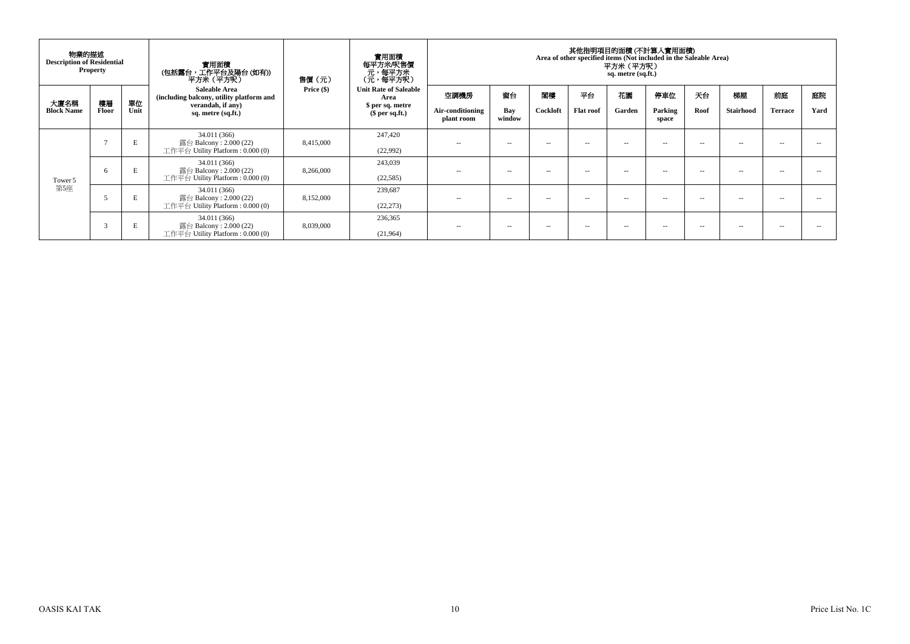| 物業的描述 Description of Residential Property | | | 實用面積 (包括露台，工作平台及陽台 (如有)) 平方米（平方呎） Saleable Area (including balcony, utility platform and verandah, if any) sq. metre (sq.ft.) | 售價（元） Price ($) | 實用面積 每平方米/呎售價 元，每平方米 （元，每平方呎） Unit Rate of Saleable Area $ per sq. metre ($ per sq.ft.) | 其他指明項目的面積 (不計算入實用面積) Area of other specified items (Not included in the Saleable Area) 平方米（平方呎） sq. metre (sq.ft.) | | | | | | | | | |
|---|---|---|---|---|---|---|---|---|---|---|---|---|---|---|---|
| 大廈名稱 Block Name | 樓層 Floor | 單位 Unit | | | | 空調機房 Air-conditioning plant room | 窗台 Bay window | 閣樓 Cockloft | 平台 Flat roof | 花園 Garden | 停車位 Parking space | 天台 Roof | 梯屋 Stairhood | 前庭 Terrace | 庭院 Yard |
| Tower 5 第5座 | 7 | E | 34.011 (366) 露台 Balcony : 2.000 (22) 工作平台 Utility Platform : 0.000 (0) | 8,415,000 | 247,420 (22,992) | -- | -- | -- | -- | -- | -- | -- | -- | -- | -- |
| | 6 | E | 34.011 (366) 露台 Balcony : 2.000 (22) 工作平台 Utility Platform : 0.000 (0) | 8,266,000 | 243,039 (22,585) | -- | -- | -- | -- | -- | -- | -- | -- | -- | -- |
| | 5 | E | 34.011 (366) 露台 Balcony : 2.000 (22) 工作平台 Utility Platform : 0.000 (0) | 8,152,000 | 239,687 (22,273) | -- | -- | -- | -- | -- | -- | -- | -- | -- | -- |
| | 3 | E | 34.011 (366) 露台 Balcony : 2.000 (22) 工作平台 Utility Platform : 0.000 (0) | 8,039,000 | 236,365 (21,964) | -- | -- | -- | -- | -- | -- | -- | -- | -- | -- |

OASIS KAI TAK

Price List No. 1C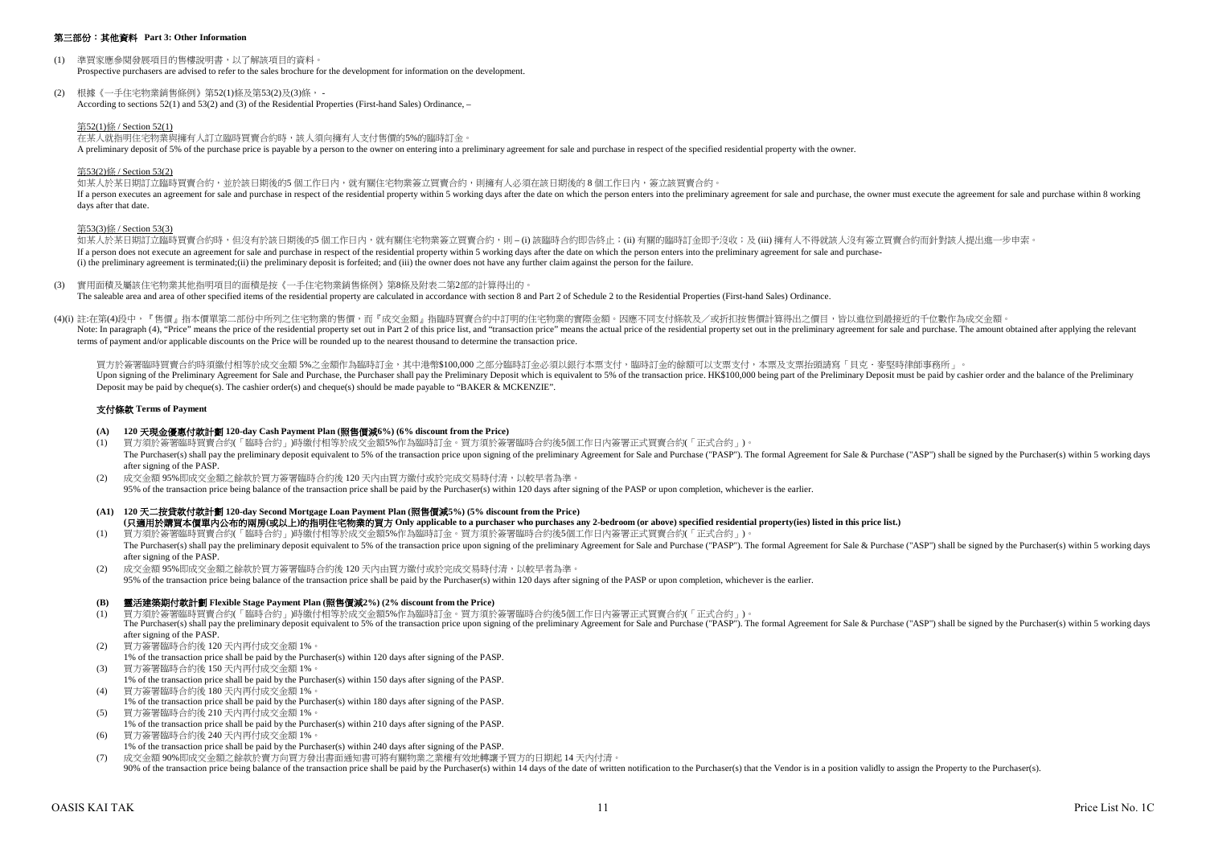## 第三部份：其他資料 Part 3: Other Information

(1) 準買家應參閱發展項目的售樓說明書，以了解該項目的資料。
Prospective purchasers are advised to refer to the sales brochure for the development for information on the development.

(2) 根據《一手住宅物業銷售條例》第52(1)條及第53(2)及(3)條， -
According to sections 52(1) and 53(2) and (3) of the Residential Properties (First-hand Sales) Ordinance, –

第52(1)條 / Section 52(1)
在某人就指明住宅物業與擁有人訂立臨時買賣合約時，該人須向擁有人支付售價的5%的臨時訂金。
A preliminary deposit of 5% of the purchase price is payable by a person to the owner on entering into a preliminary agreement for sale and purchase in respect of the specified residential property with the owner.

第53(2)條 / Section 53(2)
如某人於某日期訂立臨時買賣合約，並於該日期後的5 個工作日內，就有關住宅物業簽立買賣合約，則擁有人必須在該日期後的 8 個工作日內，簽立該買賣合約。
If a person executes an agreement for sale and purchase in respect of the residential property within 5 working days after the date on which the person enters into the preliminary agreement for sale and purchase, the owner must execute the agreement for sale and purchase within 8 working days after that date.

第53(3)條 / Section 53(3)
如某人於某日期訂立臨時買賣合約時，但沒有於該日期後的5 個工作日內，就有關住宅物業簽立買賣合約，則 – (i) 該臨時合約即告終止；(ii) 有關的臨時訂金即予沒收；及 (iii) 擁有人不得就該人沒有簽立買賣合約而針對該人提出進一步申索。
If a person does not execute an agreement for sale and purchase in respect of the residential property within 5 working days after the date on which the person enters into the preliminary agreement for sale and purchase-
(i) the preliminary agreement is terminated;(ii) the preliminary deposit is forfeited; and (iii) the owner does not have any further claim against the person for the failure.

(3) 實用面積及屬該住宅物業其他指明項目的面積是按《一手住宅物業銷售條例》第8條及附表二第2部的計算得出的。
The saleable area and area of other specified items of the residential property are calculated in accordance with section 8 and Part 2 of Schedule 2 to the Residential Properties (First-hand Sales) Ordinance.

(4)(i) 註:在第(4)段中，『售價』指本價單第二部份中所列之住宅物業的售價，而『成交金額』指臨時買賣合約中訂明的住宅物業的實際金額。因應不同支付條款及／或折扣按售價計算得出之價目，皆以進位到最接近的千位數作為成交金額。
Note: In paragraph (4), "Price" means the price of the residential property set out in Part 2 of this price list, and "transaction price" means the actual price of the residential property set out in the preliminary agreement for sale and purchase. The amount obtained after applying the relevant terms of payment and/or applicable discounts on the Price will be rounded up to the nearest thousand to determine the transaction price.

買方於簽署臨時買賣合約時須繳付相等於成交金額 5%之金額作為臨時訂金，其中港幣$100,000 之部分臨時訂金必須以銀行本票支付，臨時訂金的餘額可以支票支付，本票及支票抬頭請寫「貝克・麥堅時律師事務所」。
Upon signing of the Preliminary Agreement for Sale and Purchase, the Purchaser shall pay the Preliminary Deposit which is equivalent to 5% of the transaction price. HK$100,000 being part of the Preliminary Deposit must be paid by cashier order and the balance of the Preliminary Deposit may be paid by cheque(s). The cashier order(s) and cheque(s) should be made payable to "BAKER & MCKENZIE".

### 支付條款 Terms of Payment

**(A) 120 天現金優惠付款計劃 120-day Cash Payment Plan (照售價減6%) (6% discount from the Price)**

(1) 買方須於簽署臨時買賣合約(「臨時合約」)時繳付相等於成交金額5%作為臨時訂金。買方須於簽署臨時合約後5個工作日內簽署正式買賣合約(「正式合約」)。
The Purchaser(s) shall pay the preliminary deposit equivalent to 5% of the transaction price upon signing of the preliminary Agreement for Sale and Purchase ("PASP"). The formal Agreement for Sale & Purchase ("ASP") shall be signed by the Purchaser(s) within 5 working days after signing of the PASP.

(2) 成交金額 95%即成交金額之餘款於買方簽署臨時合約後 120 天內由買方繳付或於完成交易時付清，以較早者為準。
95% of the transaction price being balance of the transaction price shall be paid by the Purchaser(s) within 120 days after signing of the PASP or upon completion, whichever is the earlier.

**(A1) 120 天二按貸款付款計劃 120-day Second Mortgage Loan Payment Plan (照售價減5%) (5% discount from the Price)**
**(只適用於購買本價單內公布的兩房(或以上)的指明住宅物業的買方 Only applicable to a purchaser who purchases any 2-bedroom (or above) specified residential property(ies) listed in this price list.)**

(1) 買方須於簽署臨時買賣合約(「臨時合約」)時繳付相等於成交金額5%作為臨時訂金。買方須於簽署臨時合約後5個工作日內簽署正式買賣合約(「正式合約」)。
The Purchaser(s) shall pay the preliminary deposit equivalent to 5% of the transaction price upon signing of the preliminary Agreement for Sale and Purchase ("PASP"). The formal Agreement for Sale & Purchase ("ASP") shall be signed by the Purchaser(s) within 5 working days after signing of the PASP.

(2) 成交金額 95%即成交金額之餘款於買方簽署臨時合約後 120 天內由買方繳付或於完成交易時付清，以較早者為準。
95% of the transaction price being balance of the transaction price shall be paid by the Purchaser(s) within 120 days after signing of the PASP or upon completion, whichever is the earlier.

**(B) 靈活建築期付款計劃 Flexible Stage Payment Plan (照售價減2%) (2% discount from the Price)**

(1) 買方須於簽署臨時買賣合約(「臨時合約」)時繳付相等於成交金額5%作為臨時訂金。買方須於簽署臨時合約後5個工作日內簽署正式買賣合約(「正式合約」)。
The Purchaser(s) shall pay the preliminary deposit equivalent to 5% of the transaction price upon signing of the preliminary Agreement for Sale and Purchase ("PASP"). The formal Agreement for Sale & Purchase ("ASP") shall be signed by the Purchaser(s) within 5 working days after signing of the PASP.

(2) 買方簽署臨時合約後 120 天內再付成交金額 1%。
1% of the transaction price shall be paid by the Purchaser(s) within 120 days after signing of the PASP.

(3) 買方簽署臨時合約後 150 天內再付成交金額 1%。
1% of the transaction price shall be paid by the Purchaser(s) within 150 days after signing of the PASP.

(4) 買方簽署臨時合約後 180 天內再付成交金額 1%。
1% of the transaction price shall be paid by the Purchaser(s) within 180 days after signing of the PASP.

(5) 買方簽署臨時合約後 210 天內再付成交金額 1%。
1% of the transaction price shall be paid by the Purchaser(s) within 210 days after signing of the PASP.

(6) 買方簽署臨時合約後 240 天內再付成交金額 1%。
1% of the transaction price shall be paid by the Purchaser(s) within 240 days after signing of the PASP.

(7) 成交金額 90%即成交金額之餘款於賣方向買方發出書面通知書可將有關物業之業權有效地轉讓予買方的日期起 14 天內付清。
90% of the transaction price being balance of the transaction price shall be paid by the Purchaser(s) within 14 days of the date of written notification to the Purchaser(s) that the Vendor is in a position validly to assign the Property to the Purchaser(s).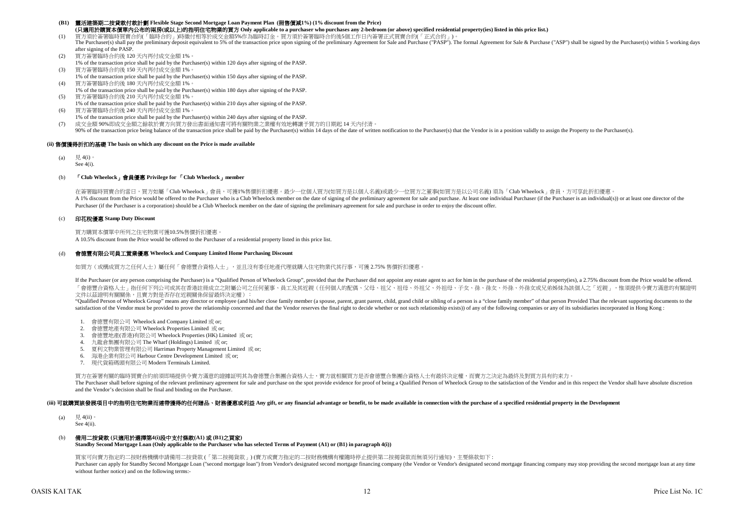**(B1) 靈活建築期二按貸款付款計劃 Flexible Stage Second Mortgage Loan Payment Plan (照售價減1%) (1% discount from the Price)**
**(只適用於購買本價單內公布的兩房(或以上)的指明住宅物業的買方 Only applicable to a purchaser who purchases any 2-bedroom (or above) specified residential property(ies) listed in this price list.)**

(1) 買方須於簽署臨時買賣合約(「臨時合約」)時繳付相等於成交金額5%作為臨時訂金。買方須於簽署臨時合約後5個工作日內簽署正式買賣合約(「正式合約」)。
The Purchaser(s) shall pay the preliminary deposit equivalent to 5% of the transaction price upon signing of the preliminary Agreement for Sale and Purchase ("PASP"). The formal Agreement for Sale & Purchase ("ASP") shall be signed by the Purchaser(s) within 5 working days after signing of the PASP.

(2) 買方簽署臨時合約後 120 天內再付成交金額 1%。
1% of the transaction price shall be paid by the Purchaser(s) within 120 days after signing of the PASP.

(3) 買方簽署臨時合約後 150 天內再付成交金額 1%。
1% of the transaction price shall be paid by the Purchaser(s) within 150 days after signing of the PASP.

(4) 買方簽署臨時合約後 180 天內再付成交金額 1%。
1% of the transaction price shall be paid by the Purchaser(s) within 180 days after signing of the PASP.

(5) 買方簽署臨時合約後 210 天內再付成交金額 1%。
1% of the transaction price shall be paid by the Purchaser(s) within 210 days after signing of the PASP.

(6) 買方簽署臨時合約後 240 天內再付成交金額 1%。
1% of the transaction price shall be paid by the Purchaser(s) within 240 days after signing of the PASP.

(7) 成交金額 90%即成交金額之餘款於賣方向買方發出書面通知書可將有關物業之業權有效地轉讓予買方的日期起 14 天內付清。
90% of the transaction price being balance of the transaction price shall be paid by the Purchaser(s) within 14 days of the date of written notification to the Purchaser(s) that the Vendor is in a position validly to assign the Property to the Purchaser(s).

**(ii) 售價獲得折扣的基礎 The basis on which any discount on the Price is made available**

(a) 見 4(i)。
See 4(i).

(b) **「Club Wheelock」會員優惠 Privilege for 「Club Wheelock」member**

在簽署臨時買賣合約當日，買方如屬「Club Wheelock」會員，可獲1%售價折扣優惠。最少一位個人買方(如買方是以個人名義)或最少一位買方之董事(如買方是以公司名義) 須為「Club Wheelock」會員，方可享此折扣優惠。
A 1% discount from the Price would be offered to the Purchaser who is a Club Wheelock member on the date of signing of the preliminary agreement for sale and purchase. At least one individual Purchaser (if the Purchaser is an individual(s)) or at least one director of the Purchaser (if the Purchaser is a corporation) should be a Club Wheelock member on the date of signing the preliminary agreement for sale and purchase in order to enjoy the discount offer.

(c) **印花稅優惠 Stamp Duty Discount**

買方購買本價單中所列之住宅物業可獲10.5%售價折扣優惠。
A 10.5% discount from the Price would be offered to the Purchaser of a residential property listed in this price list.

(d) **會德豐有限公司員工置業優惠 Wheelock and Company Limited Home Purchasing Discount**

如買方（或構成買方之任何人士）屬任何「會德豐合資格人士」，並且沒有委任地產代理就購入住宅物業代其行事，可獲 2.75% 售價折扣優惠。

If the Purchaser (or any person comprising the Purchaser) is a "Qualified Person of Wheelock Group", provided that the Purchaser did not appoint any estate agent to act for him in the purchase of the residential property(ies), a 2.75% discount from the Price would be offered.
「會德豐合資格人士」指任何下列公司或其在香港註冊成立之附屬公司之任何董事、員工及其近親（任何個人的配偶、父母、祖父、祖母、外祖父、外祖母、子女、孫、孫女、外孫、外孫女或兄弟姊妹為該個人之「近親」，惟須提供令賣方滿意的有關證明文件以茲證明有關關係，且賣方對是否存在近親關係保留最終決定權）：
"Qualified Person of Wheelock Group" means any director or employee (and his/her close family member (a spouse, parent, grant parent, child, grand child or sibling of a person is a "close family member" of that person Provided That the relevant supporting documents to the satisfaction of the Vendor must be provided to prove the relationship concerned and that the Vendor reserves the final right to decide whether or not such relationship exists)) of any of the following companies or any of its subsidiaries incorporated in Hong Kong :

1. 會德豐有限公司 Wheelock and Company Limited 或 or;
2. 會德豐地產有限公司 Wheelock Properties Limited 或 or;
3. 會德豐地產(香港)有限公司 Wheelock Properties (HK) Limited 或 or;
4. 九龍倉集團有限公司 The Wharf (Holdings) Limited 或 or;
5. 夏利文物業管理有限公司 Harriman Property Management Limited 或 or;
6. 海港企業有限公司 Harbour Centre Development Limited 或 or;
7. 現代貨箱碼頭有限公司 Modern Terminals Limited.

買方在簽署有關的臨時買賣合約前須即場提供令賣方滿意的證據証明其為會德豐合集團合資格人士，賣方就相關買方是否會德豐合集團合資格人士有最終決定權，而賣方之決定為最終及對買方具有約束力。
The Purchaser shall before signing of the relevant preliminary agreement for sale and purchase on the spot provide evidence for proof of being a Qualified Person of Wheelock Group to the satisfaction of the Vendor and in this respect the Vendor shall have absolute discretion and the Vendor's decision shall be final and binding on the Purchaser.

**(iii) 可就購買該發展項目中的指明住宅物業而連帶獲得的任何贈品、財務優惠或利益 Any gift, or any financial advantage or benefit, to be made available in connection with the purchase of a specified residential property in the Development**

(a) 見 4(ii)。
See 4(ii).

(b) **備用二按貸款 (只適用於選擇第4(i)段中支付條款(A1) 或 (B1)之買家)**
**Standby Second Mortgage Loan (Only applicable to the Purchaser who has selected Terms of Payment (A1) or (B1) in paragraph 4(i))**

買家可向賣方指定的二按財務機構申請備用二按貸款 (「第二按揭貸款」) (賣方或賣方指定的二按財務機構有權隨時停止提供第二按揭貸款而無須另行通知)，主要條款如下：
Purchaser can apply for Standby Second Mortgage Loan ("second mortgage loan") from Vendor's designated second mortgage financing company (the Vendor or Vendor's designated second mortgage financing company may stop providing the second mortgage loan at any time without further notice) and on the following terms:-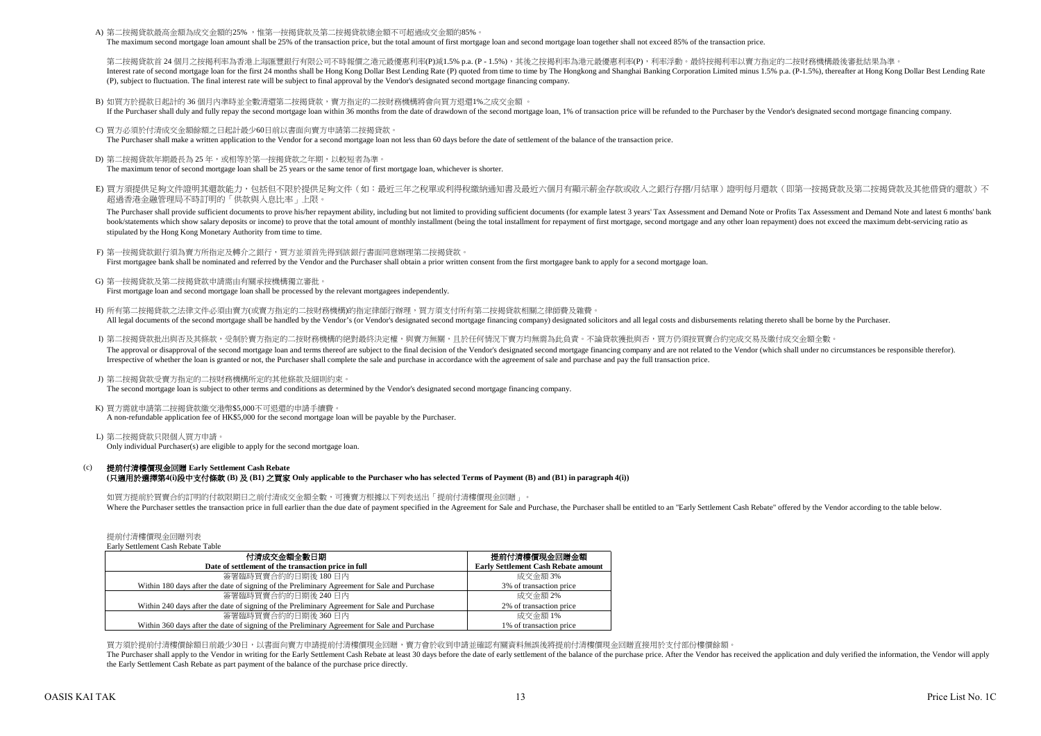A) 第二按揭貸款最高金額為成交金額的25% ，惟第一按揭貸款及第二按揭貸款總金額不可超過成交金額的85%。
The maximum second mortgage loan amount shall be 25% of the transaction price, but the total amount of first mortgage loan and second mortgage loan together shall not exceed 85% of the transaction price.

第二按揭貸款首 24 個月之按揭利率為香港上海匯豐銀行有限公司不時報價之港元最優惠利率(P)減1.5% p.a. (P - 1.5%)，其後之按揭利率為港元最優惠利率(P)，利率浮動。最終按揭利率以賣方指定的二按財務機構最後審批結果為準。
Interest rate of second mortgage loan for the first 24 months shall be Hong Kong Dollar Best Lending Rate (P) quoted from time to time by The Hongkong and Shanghai Banking Corporation Limited minus 1.5% p.a. (P-1.5%), thereafter at Hong Kong Dollar Best Lending Rate (P), subject to fluctuation. The final interest rate will be subject to final approval by the Vendor's designated second mortgage financing company.

B) 如買方於提款日起計的 36 個月內準時並全數清還第二按揭貸款，賣方指定的二按財務機構將會向買方退還1%之成交金額 。
If the Purchaser shall duly and fully repay the second mortgage loan within 36 months from the date of drawdown of the second mortgage loan, 1% of transaction price will be refunded to the Purchaser by the Vendor's designated second mortgage financing company.

C) 買方必須於付清成交金額餘額之日起計最少60日前以書面向賣方申請第二按揭貸款。
The Purchaser shall make a written application to the Vendor for a second mortgage loan not less than 60 days before the date of settlement of the balance of the transaction price.

D) 第二按揭貸款年期最長為 25 年，或相等於第一按揭貸款之年期，以較短者為準。
The maximum tenor of second mortgage loan shall be 25 years or the same tenor of first mortgage loan, whichever is shorter.

E) 買方須提供足夠文件證明其還款能力，包括但不限於提供足夠文件（如：最近三年之稅單或利得稅繳納通知書及最近六個月有顯示薪金存款或收入之銀行存摺/月結單）證明每月還款（即第一按揭貸款及第二按揭貸款及其他借貸的還款）不超過香港金融管理局不時訂明的「供款與入息比率」上限。

The Purchaser shall provide sufficient documents to prove his/her repayment ability, including but not limited to providing sufficient documents (for example latest 3 years' Tax Assessment and Demand Note or Profits Tax Assessment and Demand Note and latest 6 months' bank book/statements which show salary deposits or income) to prove that the total amount of monthly installment (being the total installment for repayment of first mortgage, second mortgage and any other loan repayment) does not exceed the maximum debt-servicing ratio as stipulated by the Hong Kong Monetary Authority from time to time.

F) 第一按揭貸款銀行須為賣方所指定及轉介之銀行，買方並須首先得到該銀行書面同意辦理第二按揭貸款。
First mortgagee bank shall be nominated and referred by the Vendor and the Purchaser shall obtain a prior written consent from the first mortgagee bank to apply for a second mortgage loan.

G) 第一按揭貸款及第二按揭貸款申請需由有關承按機構獨立審批。
First mortgage loan and second mortgage loan shall be processed by the relevant mortgagees independently.

H) 所有第二按揭貸款之法律文件必須由賣方(或賣方指定的二按財務機構)的指定律師行辦理，買方須支付所有第二按揭貸款相關之律師費及雜費。
All legal documents of the second mortgage shall be handled by the Vendor's (or Vendor's designated second mortgage financing company) designated solicitors and all legal costs and disbursements relating thereto shall be borne by the Purchaser.

I) 第二按揭貸款批出與否及其條款，受制於賣方指定的二按財務機構的絕對最終決定權，與賣方無關，且於任何情況下賣方均無需為此負責。不論貸款獲批與否，買方仍須按買賣合約完成交易及繳付成交金額全數。
The approval or disapproval of the second mortgage loan and terms thereof are subject to the final decision of the Vendor's designated second mortgage financing company and are not related to the Vendor (which shall under no circumstances be responsible therefor). Irrespective of whether the loan is granted or not, the Purchaser shall complete the sale and purchase in accordance with the agreement of sale and purchase and pay the full transaction price.

J) 第二按揭貸款受賣方指定的二按財務機構所定的其他條款及細則約束。
The second mortgage loan is subject to other terms and conditions as determined by the Vendor's designated second mortgage financing company.

K) 買方需就申請第二按揭貸款繳交港幣$5,000不可退還的申請手續費。
A non-refundable application fee of HK$5,000 for the second mortgage loan will be payable by the Purchaser.

L) 第二按揭貸款只限個人買方申請。
Only individual Purchaser(s) are eligible to apply for the second mortgage loan.

(c) **提前付清樓價現金回贈 Early Settlement Cash Rebate**
**(只適用於選擇第4(i)段中支付條款 (B) 及 (B1) 之買家 Only applicable to the Purchaser who has selected Terms of Payment (B) and (B1) in paragraph 4(i))**

如買方提前於買賣合約訂明的付款限期日之前付清成交金額全數，可獲賣方根據以下列表送出「提前付清樓價現金回贈」。
Where the Purchaser settles the transaction price in full earlier than the due date of payment specified in the Agreement for Sale and Purchase, the Purchaser shall be entitled to an "Early Settlement Cash Rebate" offered by the Vendor according to the table below.

提前付清樓價現金回贈列表
Early Settlement Cash Rebate Table

| 付清成交金額全數日期<br>Date of settlement of the transaction price in full | 提前付清樓價現金回贈金額<br>Early Settlement Cash Rebate amount |
|---|---|
| 簽署臨時買賣合約的日期後 180 日內<br>Within 180 days after the date of signing of the Preliminary Agreement for Sale and Purchase | 成交金額 3%<br>3% of transaction price |
| 簽署臨時買賣合約的日期後 240 日內<br>Within 240 days after the date of signing of the Preliminary Agreement for Sale and Purchase | 成交金額 2%<br>2% of transaction price |
| 簽署臨時買賣合約的日期後 360 日內<br>Within 360 days after the date of signing of the Preliminary Agreement for Sale and Purchase | 成交金額 1%<br>1% of transaction price |

買方須於提前付清樓價餘額日前最少30日，以書面向賣方申請提前付清樓價現金回贈，賣方會於收到申請並確認有關資料無誤後將提前付清樓價現金回贈直接用於支付部份樓價餘額。
The Purchaser shall apply to the Vendor in writing for the Early Settlement Cash Rebate at least 30 days before the date of early settlement of the balance of the purchase price. After the Vendor has received the application and duly verified the information, the Vendor will apply the Early Settlement Cash Rebate as part payment of the balance of the purchase price directly.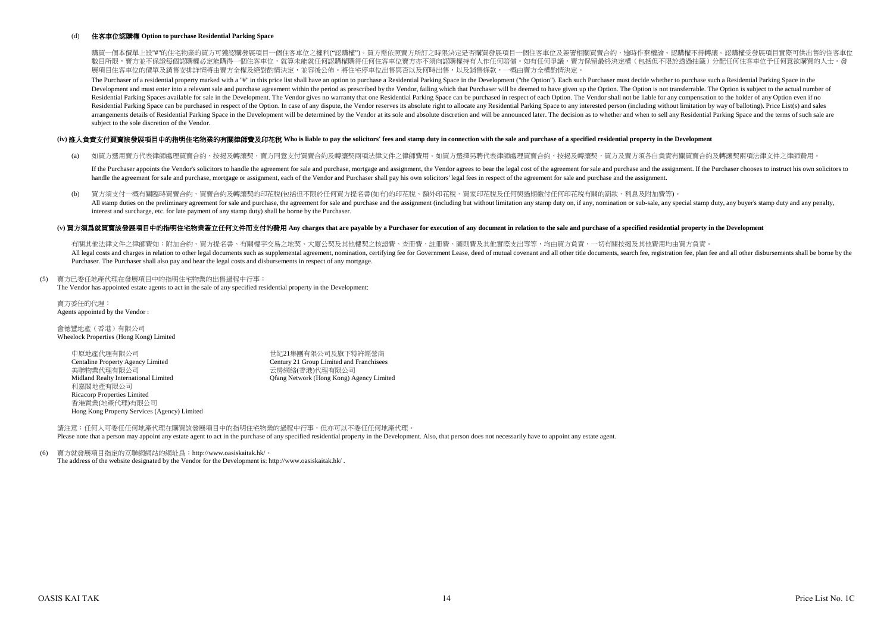(d) **住客車位認購權 Option to purchase Residential Parking Space**

購買一個本價單上設"#"的住宅物業的買方可獲認購發展項目一個住客車位之權利("認購權")。買方需依照賣方所訂之時限決定是否購買發展項目一個住客車位及簽署相關買賣合約，逾時作棄權論。認購權不得轉讓。認購權受發展項目實際可供出售的住客車位數目所限，賣方並不保證每個認購權必定能購得一個住客車位，就算未能就任何認購權購得任何住客車位賣方亦不須向認購權持有人作任何賠償。如有任何爭議，賣方保留最終決定權（包括但不限於透過抽籤）分配任何住客車位予任何意欲購買的人士。發展項目住客車位的價單及銷售安排詳情將由賣方全權及絕對酌情決定，並容後公佈。將住宅停車位出售與否以及何時出售，以及銷售條款，一概由賣方全權酌情決定。

The Purchaser of a residential property marked with a "#" in this price list shall have an option to purchase a Residential Parking Space in the Development ("the Option"). Each such Purchaser must decide whether to purchase such a Residential Parking Space in the Development and must enter into a relevant sale and purchase agreement within the period as prescribed by the Vendor, failing which that Purchaser will be deemed to have given up the Option. The Option is not transferrable. The Option is subject to the actual number of Residential Parking Spaces available for sale in the Development. The Vendor gives no warranty that one Residential Parking Space can be purchased in respect of each Option. The Vendor shall not be liable for any compensation to the holder of any Option even if no Residential Parking Space can be purchased in respect of the Option. In case of any dispute, the Vendor reserves its absolute right to allocate any Residential Parking Space to any interested person (including without limitation by way of balloting). Price List(s) and sales arrangements details of Residential Parking Space in the Development will be determined by the Vendor at its sole and absolute discretion and will be announced later. The decision as to whether and when to sell any Residential Parking Space and the terms of such sale are subject to the sole discretion of the Vendor.

**(iv) 誰人負責支付買賣該發展項目中的指明住宅物業的有關律師費及印花稅 Who is liable to pay the solicitors' fees and stamp duty in connection with the sale and purchase of a specified residential property in the Development**

(a) 如買方選用賣方代表律師處理買賣合約、按揭及轉讓契，賣方同意支付買賣合約及轉讓契兩項法律文件之律師費用。如買方選擇另聘代表律師處理買賣合約、按揭及轉讓契，買方及賣方須各自負責有關買賣合約及轉讓契兩項法律文件之律師費用。

If the Purchaser appoints the Vendor's solicitors to handle the agreement for sale and purchase, mortgage and assignment, the Vendor agrees to bear the legal cost of the agreement for sale and purchase and the assignment. If the Purchaser chooses to instruct his own solicitors to handle the agreement for sale and purchase, mortgage or assignment, each of the Vendor and Purchaser shall pay his own solicitors' legal fees in respect of the agreement for sale and purchase and the assignment.

(b) 買方須支付一概有關臨時買賣合約、買賣合約及轉讓契的印花稅(包括但不限於任何買方提名書(如有)的印花稅、額外印花稅、買家印花稅及任何與過期繳付任何印花稅有關的罰款、利息及附加費等)。
All stamp duties on the preliminary agreement for sale and purchase, the agreement for sale and purchase and the assignment (including but without limitation any stamp duty on, if any, nomination or sub-sale, any special stamp duty, any buyer's stamp duty and any penalty, interest and surcharge, etc. for late payment of any stamp duty) shall be borne by the Purchaser.

**(v) 買方須爲就買賣該發展項目中的指明住宅物業簽立任何文件而支付的費用 Any charges that are payable by a Purchaser for execution of any document in relation to the sale and purchase of a specified residential property in the Development**

有關其他法律文件之律師費如：附加合約、買方提名書、有關樓宇交易之地契、大廈公契及其他樓契之核證費、查冊費、註冊費、圖則費及其他實際支出等等，均由買方負責，一切有關按揭及其他費用均由買方負責。
All legal costs and charges in relation to other legal documents such as supplemental agreement, nomination, certifying fee for Government Lease, deed of mutual covenant and all other title documents, search fee, registration fee, plan fee and all other disbursements shall be borne by the Purchaser. The Purchaser shall also pay and bear the legal costs and disbursements in respect of any mortgage.

(5) 賣方已委任地產代理在發展項目中的指明住宅物業的出售過程中行事：
The Vendor has appointed estate agents to act in the sale of any specified residential property in the Development:

賣方委任的代理：
Agents appointed by the Vendor :

會德豐地產（香港）有限公司
Wheelock Properties (Hong Kong) Limited

中原地產代理有限公司
Centaline Property Agency Limited
美聯物業代理有限公司
Midland Realty International Limited
利嘉閣地產有限公司
Ricacorp Properties Limited
香港置業(地產代理)有限公司
Hong Kong Property Services (Agency) Limited
世紀21集團有限公司及旗下特許經營商
Century 21 Group Limited and Franchisees
云房網絡(香港)代理有限公司
Qfang Network (Hong Kong) Agency Limited

請注意：任何人可委任任何地產代理在購買該發展項目中的指明住宅物業的過程中行事，但亦可以不委任任何地產代理。
Please note that a person may appoint any estate agent to act in the purchase of any specified residential property in the Development. Also, that person does not necessarily have to appoint any estate agent.

(6) 賣方就發展項目指定的互聯網網站的網址爲：http://www.oasiskaitak.hk/。
The address of the website designated by the Vendor for the Development is: http://www.oasiskaitak.hk/ .